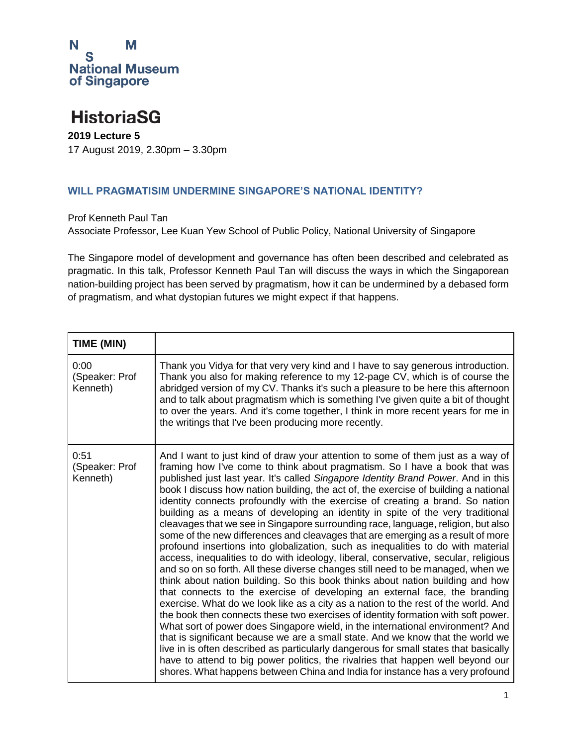N M
S
National Museum
of Singapore

# HistoriaSG

**2019 Lecture 5**
17 August 2019, 2.30pm – 3.30pm

## WILL PRAGMATISIM UNDERMINE SINGAPORE'S NATIONAL IDENTITY?

Prof Kenneth Paul Tan
Associate Professor, Lee Kuan Yew School of Public Policy, National University of Singapore

The Singapore model of development and governance has often been described and celebrated as pragmatic. In this talk, Professor Kenneth Paul Tan will discuss the ways in which the Singaporean nation-building project has been served by pragmatism, how it can be undermined by a debased form of pragmatism, and what dystopian futures we might expect if that happens.

| TIME (MIN) | |
|---|---|
| 0:00 (Speaker: Prof Kenneth) | Thank you Vidya for that very very kind and I have to say generous introduction. Thank you also for making reference to my 12-page CV, which is of course the abridged version of my CV. Thanks it's such a pleasure to be here this afternoon and to talk about pragmatism which is something I've given quite a bit of thought to over the years. And it's come together, I think in more recent years for me in the writings that I've been producing more recently. |
| 0:51 (Speaker: Prof Kenneth) | And I want to just kind of draw your attention to some of them just as a way of framing how I've come to think about pragmatism. So I have a book that was published just last year. It's called *Singapore Identity Brand Power*. And in this book I discuss how nation building, the act of, the exercise of building a national identity connects profoundly with the exercise of creating a brand. So nation building as a means of developing an identity in spite of the very traditional cleavages that we see in Singapore surrounding race, language, religion, but also some of the new differences and cleavages that are emerging as a result of more profound insertions into globalization, such as inequalities to do with material access, inequalities to do with ideology, liberal, conservative, secular, religious and so on so forth. All these diverse changes still need to be managed, when we think about nation building. So this book thinks about nation building and how that connects to the exercise of developing an external face, the branding exercise. What do we look like as a city as a nation to the rest of the world. And the book then connects these two exercises of identity formation with soft power. What sort of power does Singapore wield, in the international environment? And that is significant because we are a small state. And we know that the world we live in is often described as particularly dangerous for small states that basically have to attend to big power politics, the rivalries that happen well beyond our shores. What happens between China and India for instance has a very profound |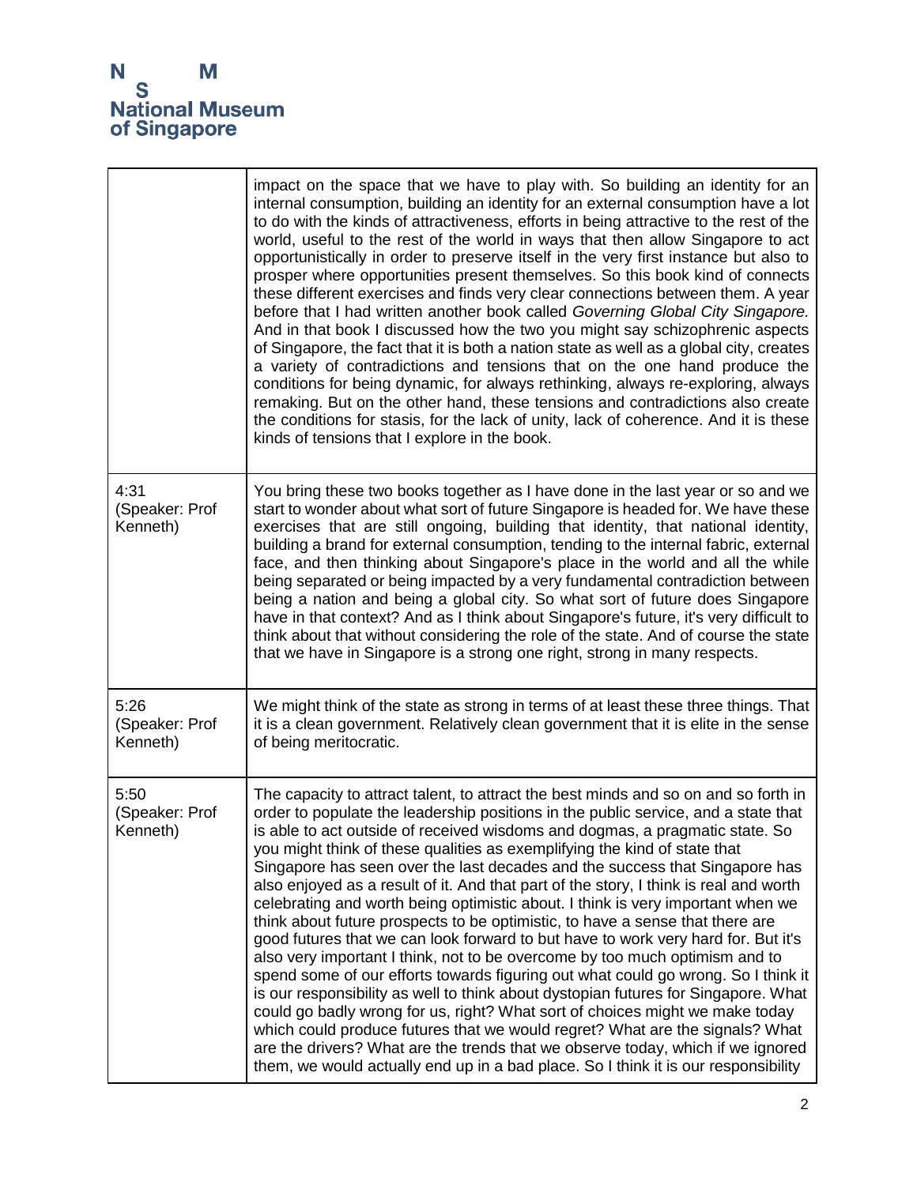| | |
|---|---|
| | impact on the space that we have to play with. So building an identity for an internal consumption, building an identity for an external consumption have a lot to do with the kinds of attractiveness, efforts in being attractive to the rest of the world, useful to the rest of the world in ways that then allow Singapore to act opportunistically in order to preserve itself in the very first instance but also to prosper where opportunities present themselves. So this book kind of connects these different exercises and finds very clear connections between them. A year before that I had written another book called *Governing Global City Singapore.* And in that book I discussed how the two you might say schizophrenic aspects of Singapore, the fact that it is both a nation state as well as a global city, creates a variety of contradictions and tensions that on the one hand produce the conditions for being dynamic, for always rethinking, always re-exploring, always remaking. But on the other hand, these tensions and contradictions also create the conditions for stasis, for the lack of unity, lack of coherence. And it is these kinds of tensions that I explore in the book. |
| 4:31 (Speaker: Prof Kenneth) | You bring these two books together as I have done in the last year or so and we start to wonder about what sort of future Singapore is headed for. We have these exercises that are still ongoing, building that identity, that national identity, building a brand for external consumption, tending to the internal fabric, external face, and then thinking about Singapore's place in the world and all the while being separated or being impacted by a very fundamental contradiction between being a nation and being a global city. So what sort of future does Singapore have in that context? And as I think about Singapore's future, it's very difficult to think about that without considering the role of the state. And of course the state that we have in Singapore is a strong one right, strong in many respects. |
| 5:26 (Speaker: Prof Kenneth) | We might think of the state as strong in terms of at least these three things. That it is a clean government. Relatively clean government that it is elite in the sense of being meritocratic. |
| 5:50 (Speaker: Prof Kenneth) | The capacity to attract talent, to attract the best minds and so on and so forth in order to populate the leadership positions in the public service, and a state that is able to act outside of received wisdoms and dogmas, a pragmatic state. So you might think of these qualities as exemplifying the kind of state that Singapore has seen over the last decades and the success that Singapore has also enjoyed as a result of it. And that part of the story, I think is real and worth celebrating and worth being optimistic about. I think is very important when we think about future prospects to be optimistic, to have a sense that there are good futures that we can look forward to but have to work very hard for. But it's also very important I think, not to be overcome by too much optimism and to spend some of our efforts towards figuring out what could go wrong. So I think it is our responsibility as well to think about dystopian futures for Singapore. What could go badly wrong for us, right? What sort of choices might we make today which could produce futures that we would regret? What are the signals? What are the drivers? What are the trends that we observe today, which if we ignored them, we would actually end up in a bad place. So I think it is our responsibility |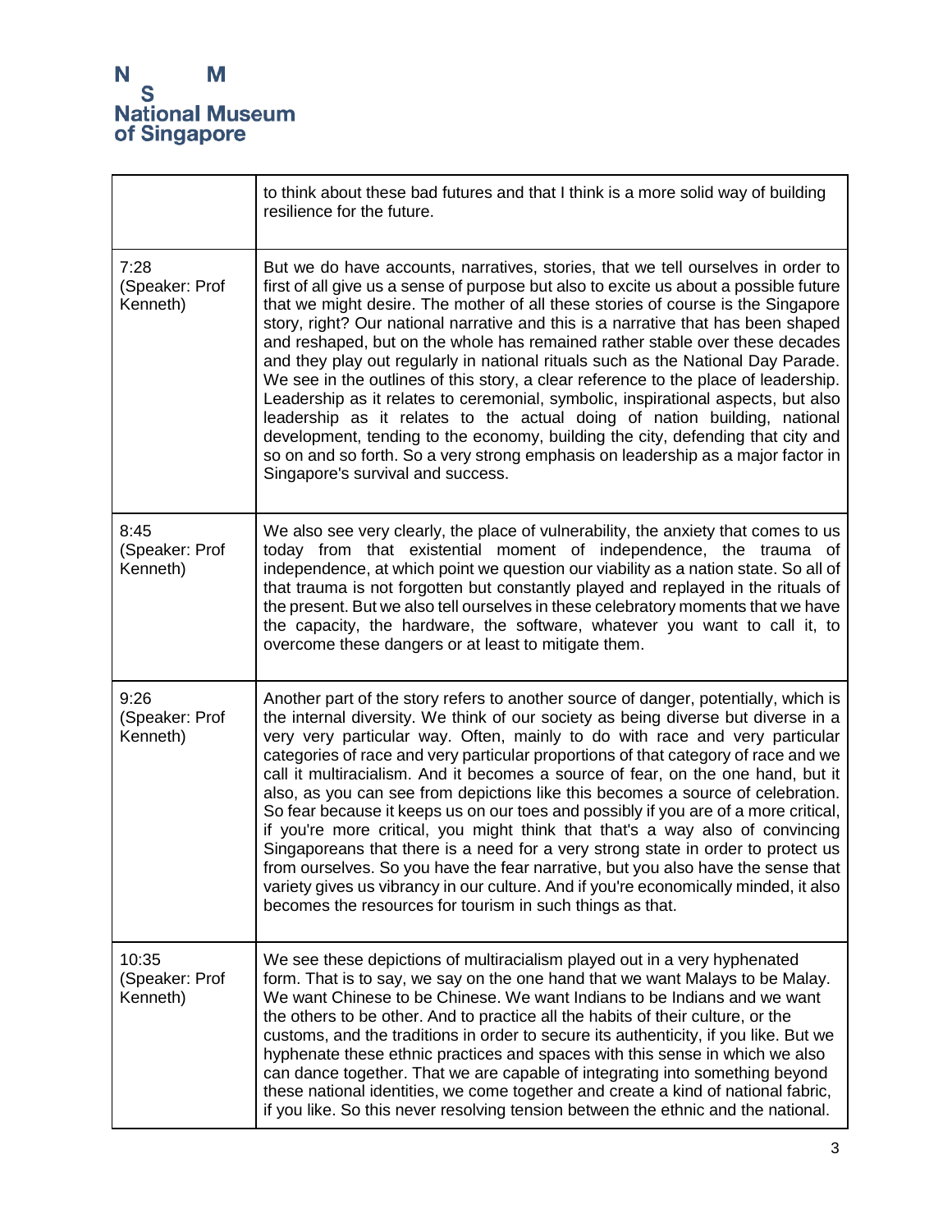| | |
|---|---|
| | to think about these bad futures and that I think is a more solid way of building resilience for the future. |
| 7:28 (Speaker: Prof Kenneth) | But we do have accounts, narratives, stories, that we tell ourselves in order to first of all give us a sense of purpose but also to excite us about a possible future that we might desire. The mother of all these stories of course is the Singapore story, right? Our national narrative and this is a narrative that has been shaped and reshaped, but on the whole has remained rather stable over these decades and they play out regularly in national rituals such as the National Day Parade. We see in the outlines of this story, a clear reference to the place of leadership. Leadership as it relates to ceremonial, symbolic, inspirational aspects, but also leadership as it relates to the actual doing of nation building, national development, tending to the economy, building the city, defending that city and so on and so forth. So a very strong emphasis on leadership as a major factor in Singapore's survival and success. |
| 8:45 (Speaker: Prof Kenneth) | We also see very clearly, the place of vulnerability, the anxiety that comes to us today from that existential moment of independence, the trauma of independence, at which point we question our viability as a nation state. So all of that trauma is not forgotten but constantly played and replayed in the rituals of the present. But we also tell ourselves in these celebratory moments that we have the capacity, the hardware, the software, whatever you want to call it, to overcome these dangers or at least to mitigate them. |
| 9:26 (Speaker: Prof Kenneth) | Another part of the story refers to another source of danger, potentially, which is the internal diversity. We think of our society as being diverse but diverse in a very very particular way. Often, mainly to do with race and very particular categories of race and very particular proportions of that category of race and we call it multiracialism. And it becomes a source of fear, on the one hand, but it also, as you can see from depictions like this becomes a source of celebration. So fear because it keeps us on our toes and possibly if you are of a more critical, if you're more critical, you might think that that's a way also of convincing Singaporeans that there is a need for a very strong state in order to protect us from ourselves. So you have the fear narrative, but you also have the sense that variety gives us vibrancy in our culture. And if you're economically minded, it also becomes the resources for tourism in such things as that. |
| 10:35 (Speaker: Prof Kenneth) | We see these depictions of multiracialism played out in a very hyphenated form. That is to say, we say on the one hand that we want Malays to be Malay. We want Chinese to be Chinese. We want Indians to be Indians and we want the others to be other. And to practice all the habits of their culture, or the customs, and the traditions in order to secure its authenticity, if you like. But we hyphenate these ethnic practices and spaces with this sense in which we also can dance together. That we are capable of integrating into something beyond these national identities, we come together and create a kind of national fabric, if you like. So this never resolving tension between the ethnic and the national. |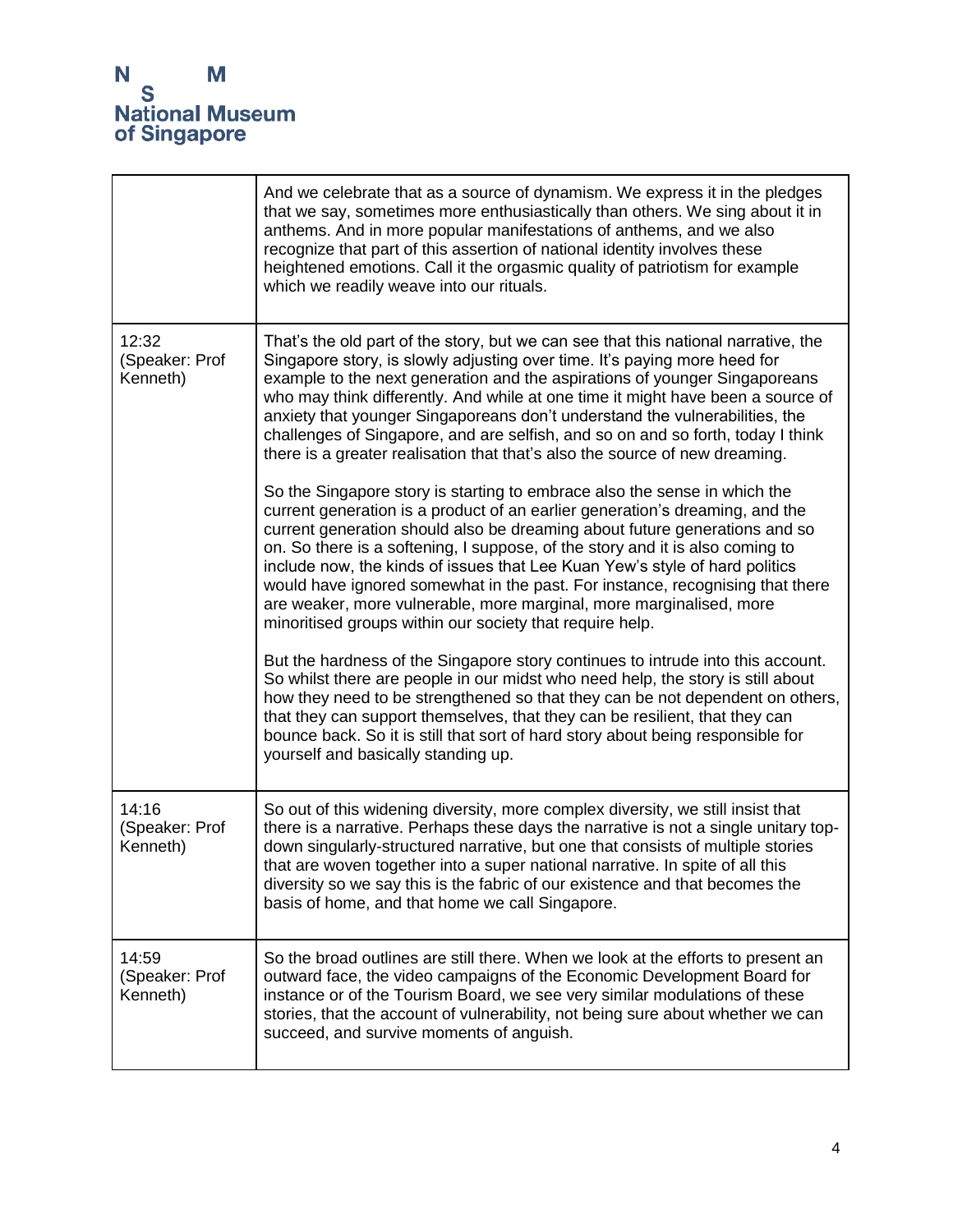| | |
|---|---|
| | And we celebrate that as a source of dynamism. We express it in the pledges that we say, sometimes more enthusiastically than others. We sing about it in anthems. And in more popular manifestations of anthems, and we also recognize that part of this assertion of national identity involves these heightened emotions. Call it the orgasmic quality of patriotism for example which we readily weave into our rituals. |
| 12:32 (Speaker: Prof Kenneth) | That's the old part of the story, but we can see that this national narrative, the Singapore story, is slowly adjusting over time. It's paying more heed for example to the next generation and the aspirations of younger Singaporeans who may think differently. And while at one time it might have been a source of anxiety that younger Singaporeans don't understand the vulnerabilities, the challenges of Singapore, and are selfish, and so on and so forth, today I think there is a greater realisation that that's also the source of new dreaming.<br><br>So the Singapore story is starting to embrace also the sense in which the current generation is a product of an earlier generation's dreaming, and the current generation should also be dreaming about future generations and so on. So there is a softening, I suppose, of the story and it is also coming to include now, the kinds of issues that Lee Kuan Yew's style of hard politics would have ignored somewhat in the past. For instance, recognising that there are weaker, more vulnerable, more marginal, more marginalised, more minoritised groups within our society that require help.<br><br>But the hardness of the Singapore story continues to intrude into this account. So whilst there are people in our midst who need help, the story is still about how they need to be strengthened so that they can be not dependent on others, that they can support themselves, that they can be resilient, that they can bounce back. So it is still that sort of hard story about being responsible for yourself and basically standing up. |
| 14:16 (Speaker: Prof Kenneth) | So out of this widening diversity, more complex diversity, we still insist that there is a narrative. Perhaps these days the narrative is not a single unitary top-down singularly-structured narrative, but one that consists of multiple stories that are woven together into a super national narrative. In spite of all this diversity so we say this is the fabric of our existence and that becomes the basis of home, and that home we call Singapore. |
| 14:59 (Speaker: Prof Kenneth) | So the broad outlines are still there. When we look at the efforts to present an outward face, the video campaigns of the Economic Development Board for instance or of the Tourism Board, we see very similar modulations of these stories, that the account of vulnerability, not being sure about whether we can succeed, and survive moments of anguish. |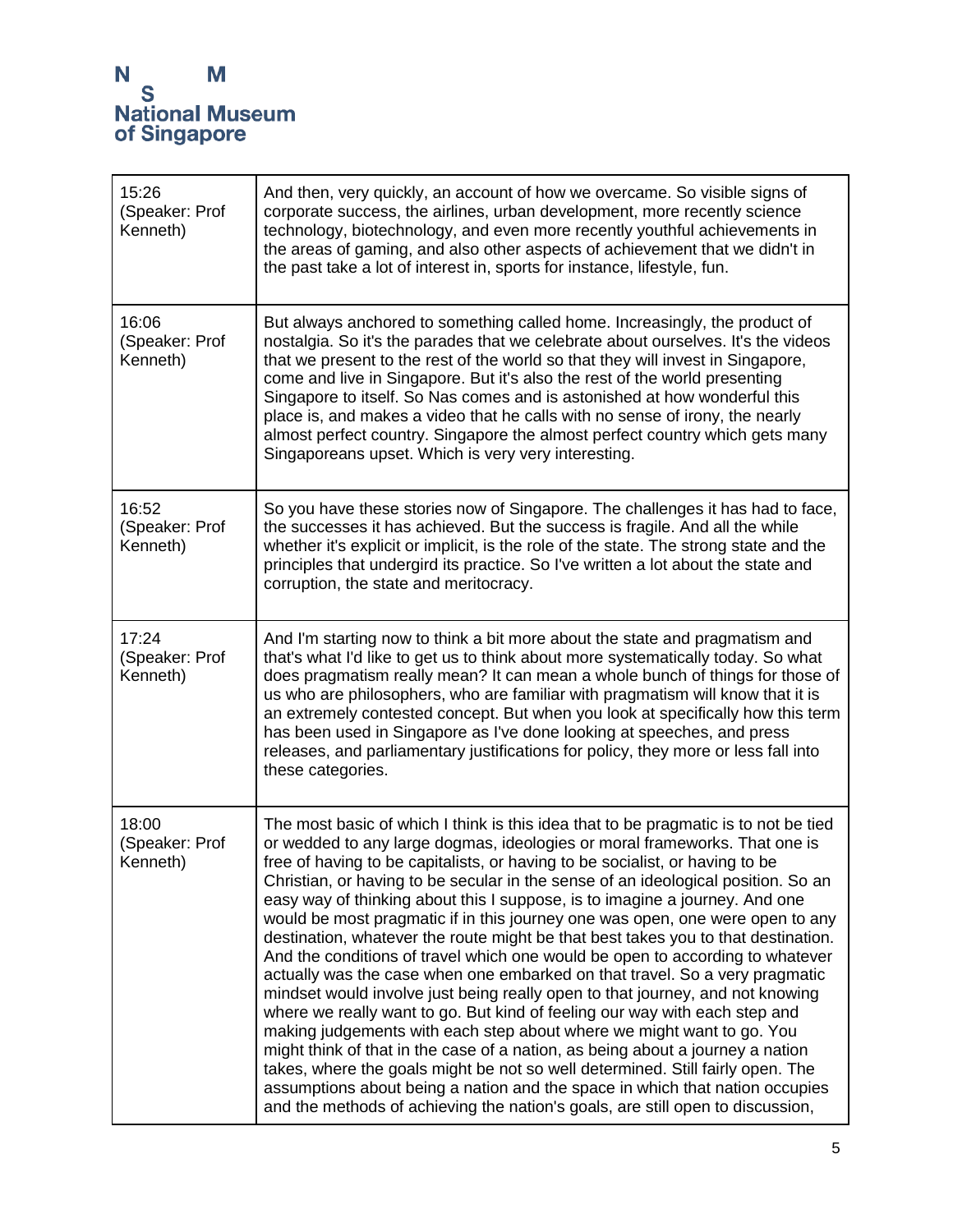| | |
|---|---|
| 15:26 (Speaker: Prof Kenneth) | And then, very quickly, an account of how we overcame. So visible signs of corporate success, the airlines, urban development, more recently science technology, biotechnology, and even more recently youthful achievements in the areas of gaming, and also other aspects of achievement that we didn't in the past take a lot of interest in, sports for instance, lifestyle, fun. |
| 16:06 (Speaker: Prof Kenneth) | But always anchored to something called home. Increasingly, the product of nostalgia. So it's the parades that we celebrate about ourselves. It's the videos that we present to the rest of the world so that they will invest in Singapore, come and live in Singapore. But it's also the rest of the world presenting Singapore to itself. So Nas comes and is astonished at how wonderful this place is, and makes a video that he calls with no sense of irony, the nearly almost perfect country. Singapore the almost perfect country which gets many Singaporeans upset. Which is very very interesting. |
| 16:52 (Speaker: Prof Kenneth) | So you have these stories now of Singapore. The challenges it has had to face, the successes it has achieved. But the success is fragile. And all the while whether it's explicit or implicit, is the role of the state. The strong state and the principles that undergird its practice. So I've written a lot about the state and corruption, the state and meritocracy. |
| 17:24 (Speaker: Prof Kenneth) | And I'm starting now to think a bit more about the state and pragmatism and that's what I'd like to get us to think about more systematically today. So what does pragmatism really mean? It can mean a whole bunch of things for those of us who are philosophers, who are familiar with pragmatism will know that it is an extremely contested concept. But when you look at specifically how this term has been used in Singapore as I've done looking at speeches, and press releases, and parliamentary justifications for policy, they more or less fall into these categories. |
| 18:00 (Speaker: Prof Kenneth) | The most basic of which I think is this idea that to be pragmatic is to not be tied or wedded to any large dogmas, ideologies or moral frameworks. That one is free of having to be capitalists, or having to be socialist, or having to be Christian, or having to be secular in the sense of an ideological position. So an easy way of thinking about this I suppose, is to imagine a journey. And one would be most pragmatic if in this journey one was open, one were open to any destination, whatever the route might be that best takes you to that destination. And the conditions of travel which one would be open to according to whatever actually was the case when one embarked on that travel. So a very pragmatic mindset would involve just being really open to that journey, and not knowing where we really want to go. But kind of feeling our way with each step and making judgements with each step about where we might want to go. You might think of that in the case of a nation, as being about a journey a nation takes, where the goals might be not so well determined. Still fairly open. The assumptions about being a nation and the space in which that nation occupies and the methods of achieving the nation's goals, are still open to discussion, |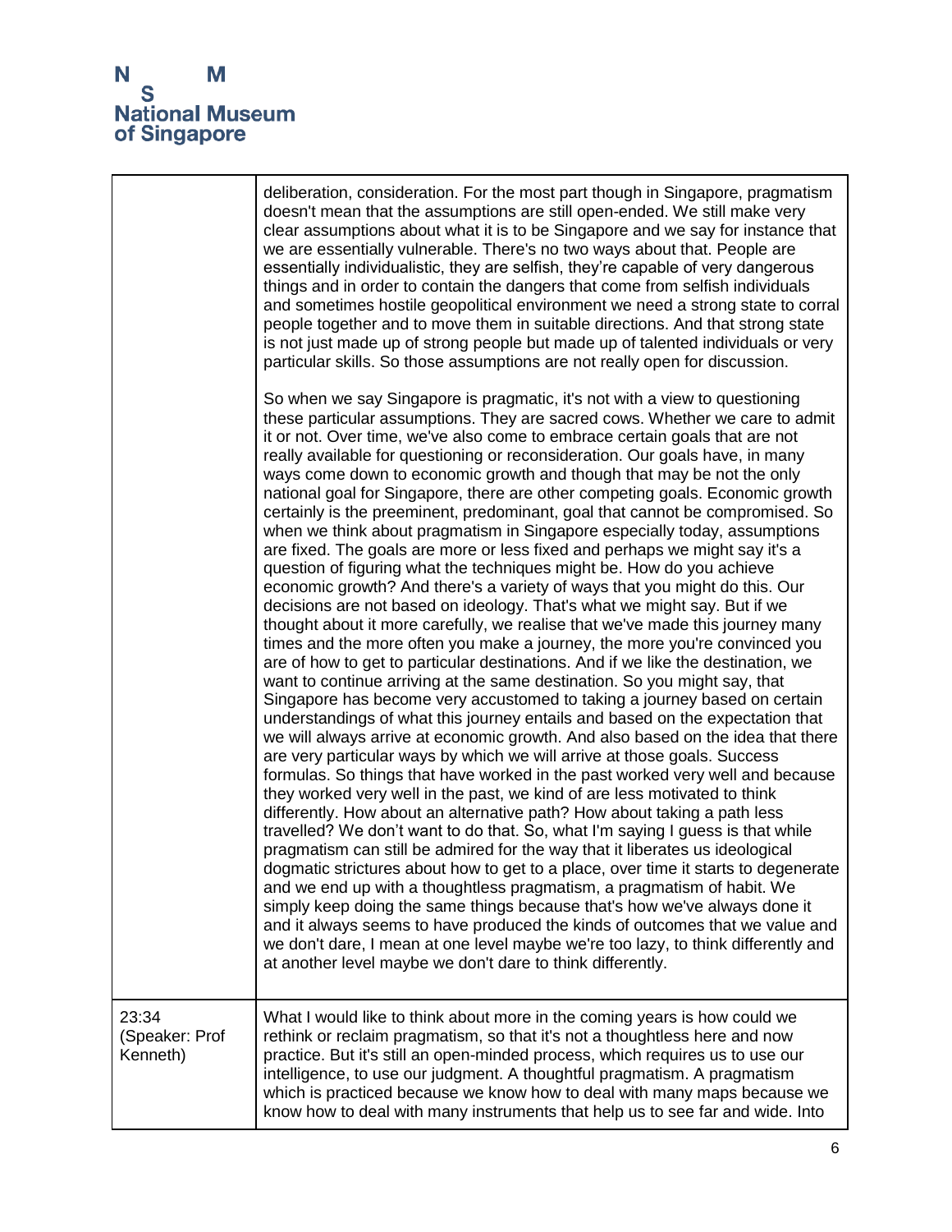| | |
|---|---|
| | deliberation, consideration. For the most part though in Singapore, pragmatism doesn't mean that the assumptions are still open-ended. We still make very clear assumptions about what it is to be Singapore and we say for instance that we are essentially vulnerable. There's no two ways about that. People are essentially individualistic, they are selfish, they're capable of very dangerous things and in order to contain the dangers that come from selfish individuals and sometimes hostile geopolitical environment we need a strong state to corral people together and to move them in suitable directions. And that strong state is not just made up of strong people but made up of talented individuals or very particular skills. So those assumptions are not really open for discussion.<br><br>So when we say Singapore is pragmatic, it's not with a view to questioning these particular assumptions. They are sacred cows. Whether we care to admit it or not. Over time, we've also come to embrace certain goals that are not really available for questioning or reconsideration. Our goals have, in many ways come down to economic growth and though that may be not the only national goal for Singapore, there are other competing goals. Economic growth certainly is the preeminent, predominant, goal that cannot be compromised. So when we think about pragmatism in Singapore especially today, assumptions are fixed. The goals are more or less fixed and perhaps we might say it's a question of figuring what the techniques might be. How do you achieve economic growth? And there's a variety of ways that you might do this. Our decisions are not based on ideology. That's what we might say. But if we thought about it more carefully, we realise that we've made this journey many times and the more often you make a journey, the more you're convinced you are of how to get to particular destinations. And if we like the destination, we want to continue arriving at the same destination. So you might say, that Singapore has become very accustomed to taking a journey based on certain understandings of what this journey entails and based on the expectation that we will always arrive at economic growth. And also based on the idea that there are very particular ways by which we will arrive at those goals. Success formulas. So things that have worked in the past worked very well and because they worked very well in the past, we kind of are less motivated to think differently. How about an alternative path? How about taking a path less travelled? We don't want to do that. So, what I'm saying I guess is that while pragmatism can still be admired for the way that it liberates us ideological dogmatic strictures about how to get to a place, over time it starts to degenerate and we end up with a thoughtless pragmatism, a pragmatism of habit. We simply keep doing the same things because that's how we've always done it and it always seems to have produced the kinds of outcomes that we value and we don't dare, I mean at one level maybe we're too lazy, to think differently and at another level maybe we don't dare to think differently. |
| 23:34 (Speaker: Prof Kenneth) | What I would like to think about more in the coming years is how could we rethink or reclaim pragmatism, so that it's not a thoughtless here and now practice. But it's still an open-minded process, which requires us to use our intelligence, to use our judgment. A thoughtful pragmatism. A pragmatism which is practiced because we know how to deal with many maps because we know how to deal with many instruments that help us to see far and wide. Into |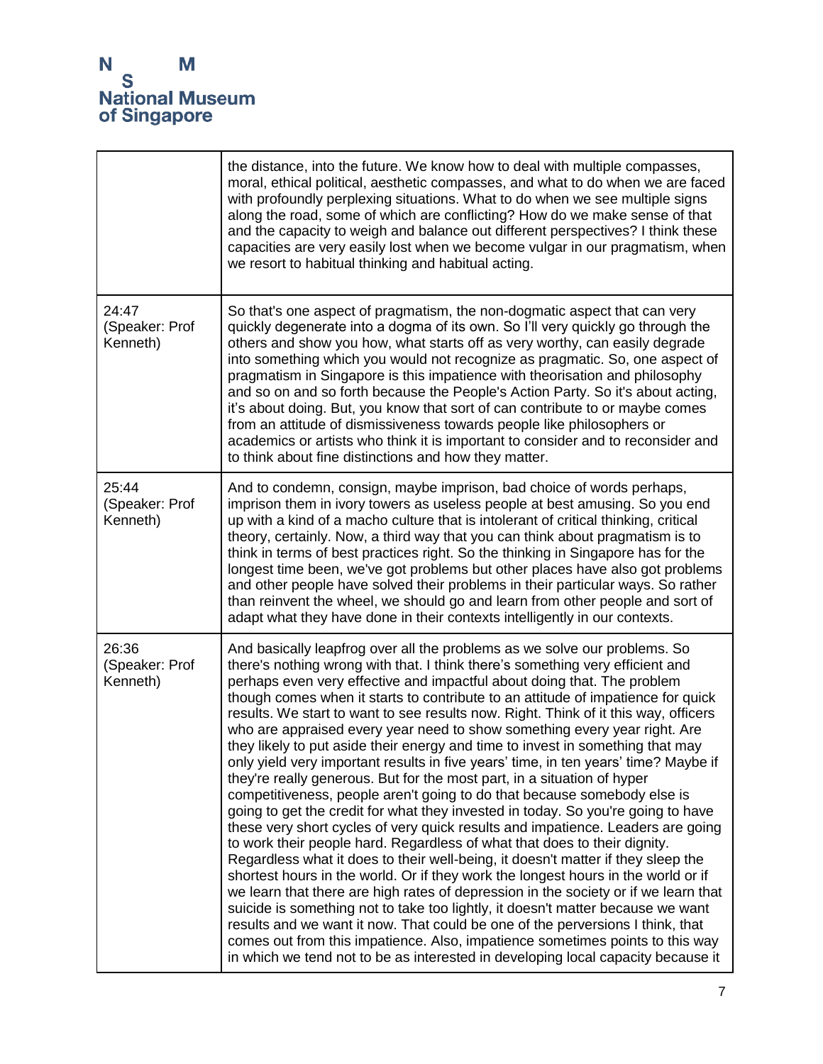| | |
|---|---|
| | the distance, into the future. We know how to deal with multiple compasses, moral, ethical political, aesthetic compasses, and what to do when we are faced with profoundly perplexing situations. What to do when we see multiple signs along the road, some of which are conflicting? How do we make sense of that and the capacity to weigh and balance out different perspectives? I think these capacities are very easily lost when we become vulgar in our pragmatism, when we resort to habitual thinking and habitual acting. |
| 24:47 (Speaker: Prof Kenneth) | So that's one aspect of pragmatism, the non-dogmatic aspect that can very quickly degenerate into a dogma of its own. So I'll very quickly go through the others and show you how, what starts off as very worthy, can easily degrade into something which you would not recognize as pragmatic. So, one aspect of pragmatism in Singapore is this impatience with theorisation and philosophy and so on and so forth because the People's Action Party. So it's about acting, it's about doing. But, you know that sort of can contribute to or maybe comes from an attitude of dismissiveness towards people like philosophers or academics or artists who think it is important to consider and to reconsider and to think about fine distinctions and how they matter. |
| 25:44 (Speaker: Prof Kenneth) | And to condemn, consign, maybe imprison, bad choice of words perhaps, imprison them in ivory towers as useless people at best amusing. So you end up with a kind of a macho culture that is intolerant of critical thinking, critical theory, certainly. Now, a third way that you can think about pragmatism is to think in terms of best practices right. So the thinking in Singapore has for the longest time been, we've got problems but other places have also got problems and other people have solved their problems in their particular ways. So rather than reinvent the wheel, we should go and learn from other people and sort of adapt what they have done in their contexts intelligently in our contexts. |
| 26:36 (Speaker: Prof Kenneth) | And basically leapfrog over all the problems as we solve our problems. So there's nothing wrong with that. I think there's something very efficient and perhaps even very effective and impactful about doing that. The problem though comes when it starts to contribute to an attitude of impatience for quick results. We start to want to see results now. Right. Think of it this way, officers who are appraised every year need to show something every year right. Are they likely to put aside their energy and time to invest in something that may only yield very important results in five years' time, in ten years' time? Maybe if they're really generous. But for the most part, in a situation of hyper competitiveness, people aren't going to do that because somebody else is going to get the credit for what they invested in today. So you're going to have these very short cycles of very quick results and impatience. Leaders are going to work their people hard. Regardless of what that does to their dignity. Regardless what it does to their well-being, it doesn't matter if they sleep the shortest hours in the world. Or if they work the longest hours in the world or if we learn that there are high rates of depression in the society or if we learn that suicide is something not to take too lightly, it doesn't matter because we want results and we want it now. That could be one of the perversions I think, that comes out from this impatience. Also, impatience sometimes points to this way in which we tend not to be as interested in developing local capacity because it |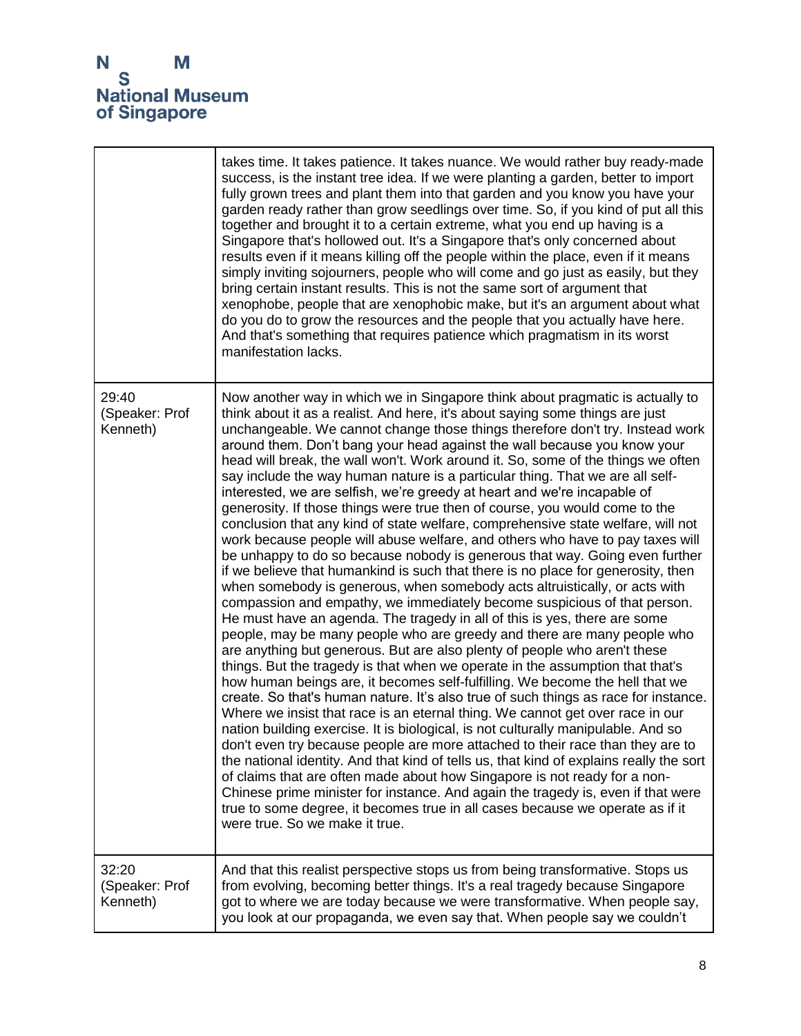| | |
|---|---|
| | takes time. It takes patience. It takes nuance. We would rather buy ready-made success, is the instant tree idea. If we were planting a garden, better to import fully grown trees and plant them into that garden and you know you have your garden ready rather than grow seedlings over time. So, if you kind of put all this together and brought it to a certain extreme, what you end up having is a Singapore that's hollowed out. It's a Singapore that's only concerned about results even if it means killing off the people within the place, even if it means simply inviting sojourners, people who will come and go just as easily, but they bring certain instant results. This is not the same sort of argument that xenophobe, people that are xenophobic make, but it's an argument about what do you do to grow the resources and the people that you actually have here. And that's something that requires patience which pragmatism in its worst manifestation lacks. |
| 29:40 (Speaker: Prof Kenneth) | Now another way in which we in Singapore think about pragmatic is actually to think about it as a realist. And here, it's about saying some things are just unchangeable. We cannot change those things therefore don't try. Instead work around them. Don't bang your head against the wall because you know your head will break, the wall won't. Work around it. So, some of the things we often say include the way human nature is a particular thing. That we are all self-interested, we are selfish, we're greedy at heart and we're incapable of generosity. If those things were true then of course, you would come to the conclusion that any kind of state welfare, comprehensive state welfare, will not work because people will abuse welfare, and others who have to pay taxes will be unhappy to do so because nobody is generous that way. Going even further if we believe that humankind is such that there is no place for generosity, then when somebody is generous, when somebody acts altruistically, or acts with compassion and empathy, we immediately become suspicious of that person. He must have an agenda. The tragedy in all of this is yes, there are some people, may be many people who are greedy and there are many people who are anything but generous. But are also plenty of people who aren't these things. But the tragedy is that when we operate in the assumption that that's how human beings are, it becomes self-fulfilling. We become the hell that we create. So that's human nature. It's also true of such things as race for instance. Where we insist that race is an eternal thing. We cannot get over race in our nation building exercise. It is biological, is not culturally manipulable. And so don't even try because people are more attached to their race than they are to the national identity. And that kind of tells us, that kind of explains really the sort of claims that are often made about how Singapore is not ready for a non-Chinese prime minister for instance. And again the tragedy is, even if that were true to some degree, it becomes true in all cases because we operate as if it were true. So we make it true. |
| 32:20 (Speaker: Prof Kenneth) | And that this realist perspective stops us from being transformative. Stops us from evolving, becoming better things. It's a real tragedy because Singapore got to where we are today because we were transformative. When people say, you look at our propaganda, we even say that. When people say we couldn't |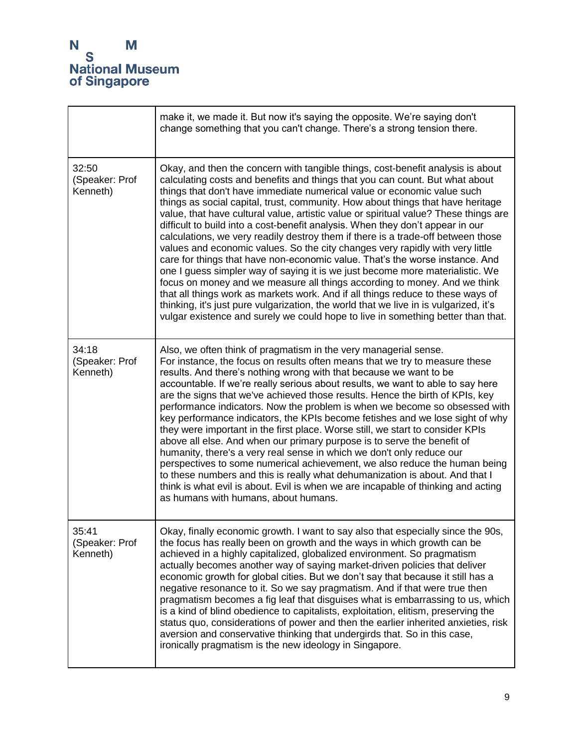| | |
|---|---|
| | make it, we made it. But now it's saying the opposite. We're saying don't change something that you can't change. There's a strong tension there. |
| 32:50 (Speaker: Prof Kenneth) | Okay, and then the concern with tangible things, cost-benefit analysis is about calculating costs and benefits and things that you can count. But what about things that don't have immediate numerical value or economic value such things as social capital, trust, community. How about things that have heritage value, that have cultural value, artistic value or spiritual value? These things are difficult to build into a cost-benefit analysis. When they don't appear in our calculations, we very readily destroy them if there is a trade-off between those values and economic values. So the city changes very rapidly with very little care for things that have non-economic value. That's the worse instance. And one I guess simpler way of saying it is we just become more materialistic. We focus on money and we measure all things according to money. And we think that all things work as markets work. And if all things reduce to these ways of thinking, it's just pure vulgarization, the world that we live in is vulgarized, it's vulgar existence and surely we could hope to live in something better than that. |
| 34:18 (Speaker: Prof Kenneth) | Also, we often think of pragmatism in the very managerial sense. For instance, the focus on results often means that we try to measure these results. And there's nothing wrong with that because we want to be accountable. If we're really serious about results, we want to able to say here are the signs that we've achieved those results. Hence the birth of KPIs, key performance indicators. Now the problem is when we become so obsessed with key performance indicators, the KPIs become fetishes and we lose sight of why they were important in the first place. Worse still, we start to consider KPIs above all else. And when our primary purpose is to serve the benefit of humanity, there's a very real sense in which we don't only reduce our perspectives to some numerical achievement, we also reduce the human being to these numbers and this is really what dehumanization is about. And that I think is what evil is about. Evil is when we are incapable of thinking and acting as humans with humans, about humans. |
| 35:41 (Speaker: Prof Kenneth) | Okay, finally economic growth. I want to say also that especially since the 90s, the focus has really been on growth and the ways in which growth can be achieved in a highly capitalized, globalized environment. So pragmatism actually becomes another way of saying market-driven policies that deliver economic growth for global cities. But we don't say that because it still has a negative resonance to it. So we say pragmatism. And if that were true then pragmatism becomes a fig leaf that disguises what is embarrassing to us, which is a kind of blind obedience to capitalists, exploitation, elitism, preserving the status quo, considerations of power and then the earlier inherited anxieties, risk aversion and conservative thinking that undergirds that. So in this case, ironically pragmatism is the new ideology in Singapore. |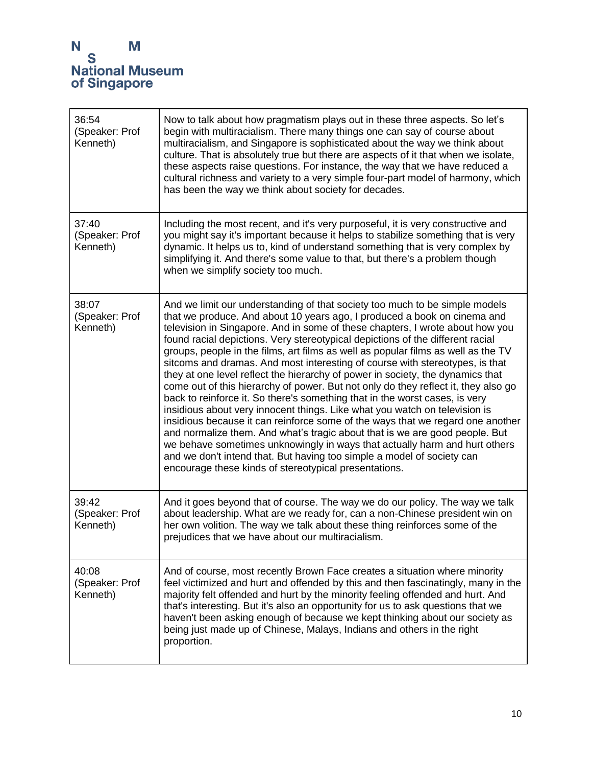| | |
|---|---|
| 36:54 (Speaker: Prof Kenneth) | Now to talk about how pragmatism plays out in these three aspects. So let's begin with multiracialism. There many things one can say of course about multiracialism, and Singapore is sophisticated about the way we think about culture. That is absolutely true but there are aspects of it that when we isolate, these aspects raise questions. For instance, the way that we have reduced a cultural richness and variety to a very simple four-part model of harmony, which has been the way we think about society for decades. |
| 37:40 (Speaker: Prof Kenneth) | Including the most recent, and it's very purposeful, it is very constructive and you might say it's important because it helps to stabilize something that is very dynamic. It helps us to, kind of understand something that is very complex by simplifying it. And there's some value to that, but there's a problem though when we simplify society too much. |
| 38:07 (Speaker: Prof Kenneth) | And we limit our understanding of that society too much to be simple models that we produce. And about 10 years ago, I produced a book on cinema and television in Singapore. And in some of these chapters, I wrote about how you found racial depictions. Very stereotypical depictions of the different racial groups, people in the films, art films as well as popular films as well as the TV sitcoms and dramas. And most interesting of course with stereotypes, is that they at one level reflect the hierarchy of power in society, the dynamics that come out of this hierarchy of power. But not only do they reflect it, they also go back to reinforce it. So there's something that in the worst cases, is very insidious about very innocent things. Like what you watch on television is insidious because it can reinforce some of the ways that we regard one another and normalize them. And what's tragic about that is we are good people. But we behave sometimes unknowingly in ways that actually harm and hurt others and we don't intend that. But having too simple a model of society can encourage these kinds of stereotypical presentations. |
| 39:42 (Speaker: Prof Kenneth) | And it goes beyond that of course. The way we do our policy. The way we talk about leadership. What are we ready for, can a non-Chinese president win on her own volition. The way we talk about these thing reinforces some of the prejudices that we have about our multiracialism. |
| 40:08 (Speaker: Prof Kenneth) | And of course, most recently Brown Face creates a situation where minority feel victimized and hurt and offended by this and then fascinatingly, many in the majority felt offended and hurt by the minority feeling offended and hurt. And that's interesting. But it's also an opportunity for us to ask questions that we haven't been asking enough of because we kept thinking about our society as being just made up of Chinese, Malays, Indians and others in the right proportion. |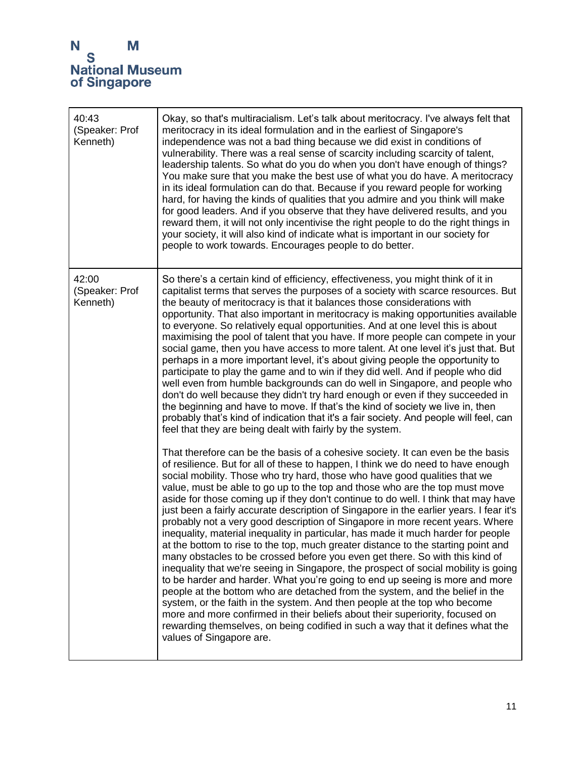| | |
|---|---|
| 40:43 (Speaker: Prof Kenneth) | Okay, so that's multiracialism. Let's talk about meritocracy. I've always felt that meritocracy in its ideal formulation and in the earliest of Singapore's independence was not a bad thing because we did exist in conditions of vulnerability. There was a real sense of scarcity including scarcity of talent, leadership talents. So what do you do when you don't have enough of things? You make sure that you make the best use of what you do have. A meritocracy in its ideal formulation can do that. Because if you reward people for working hard, for having the kinds of qualities that you admire and you think will make for good leaders. And if you observe that they have delivered results, and you reward them, it will not only incentivise the right people to do the right things in your society, it will also kind of indicate what is important in our society for people to work towards. Encourages people to do better. |
| 42:00 (Speaker: Prof Kenneth) | So there's a certain kind of efficiency, effectiveness, you might think of it in capitalist terms that serves the purposes of a society with scarce resources. But the beauty of meritocracy is that it balances those considerations with opportunity. That also important in meritocracy is making opportunities available to everyone. So relatively equal opportunities. And at one level this is about maximising the pool of talent that you have. If more people can compete in your social game, then you have access to more talent. At one level it's just that. But perhaps in a more important level, it's about giving people the opportunity to participate to play the game and to win if they did well. And if people who did well even from humble backgrounds can do well in Singapore, and people who don't do well because they didn't try hard enough or even if they succeeded in the beginning and have to move. If that's the kind of society we live in, then probably that's kind of indication that it's a fair society. And people will feel, can feel that they are being dealt with fairly by the system.<br><br>That therefore can be the basis of a cohesive society. It can even be the basis of resilience. But for all of these to happen, I think we do need to have enough social mobility. Those who try hard, those who have good qualities that we value, must be able to go up to the top and those who are the top must move aside for those coming up if they don't continue to do well. I think that may have just been a fairly accurate description of Singapore in the earlier years. I fear it's probably not a very good description of Singapore in more recent years. Where inequality, material inequality in particular, has made it much harder for people at the bottom to rise to the top, much greater distance to the starting point and many obstacles to be crossed before you even get there. So with this kind of inequality that we're seeing in Singapore, the prospect of social mobility is going to be harder and harder. What you're going to end up seeing is more and more people at the bottom who are detached from the system, and the belief in the system, or the faith in the system. And then people at the top who become more and more confirmed in their beliefs about their superiority, focused on rewarding themselves, on being codified in such a way that it defines what the values of Singapore are. |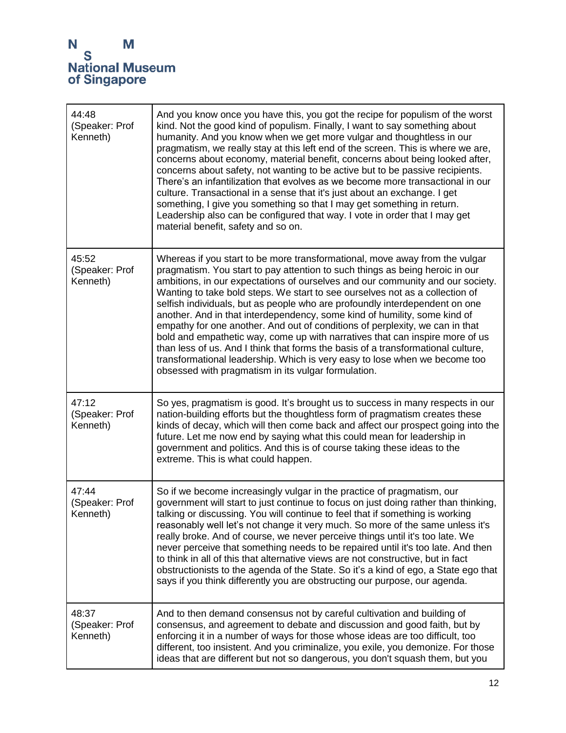| 44:48 (Speaker: Prof Kenneth) | And you know once you have this, you got the recipe for populism of the worst kind. Not the good kind of populism. Finally, I want to say something about humanity. And you know when we get more vulgar and thoughtless in our pragmatism, we really stay at this left end of the screen. This is where we are, concerns about economy, material benefit, concerns about being looked after, concerns about safety, not wanting to be active but to be passive recipients. There's an infantilization that evolves as we become more transactional in our culture. Transactional in a sense that it's just about an exchange. I get something, I give you something so that I may get something in return. Leadership also can be configured that way. I vote in order that I may get material benefit, safety and so on. |
|---|---|
| 45:52 (Speaker: Prof Kenneth) | Whereas if you start to be more transformational, move away from the vulgar pragmatism. You start to pay attention to such things as being heroic in our ambitions, in our expectations of ourselves and our community and our society. Wanting to take bold steps. We start to see ourselves not as a collection of selfish individuals, but as people who are profoundly interdependent on one another. And in that interdependency, some kind of humility, some kind of empathy for one another. And out of conditions of perplexity, we can in that bold and empathetic way, come up with narratives that can inspire more of us than less of us. And I think that forms the basis of a transformational culture, transformational leadership. Which is very easy to lose when we become too obsessed with pragmatism in its vulgar formulation. |
| 47:12 (Speaker: Prof Kenneth) | So yes, pragmatism is good. It's brought us to success in many respects in our nation-building efforts but the thoughtless form of pragmatism creates these kinds of decay, which will then come back and affect our prospect going into the future. Let me now end by saying what this could mean for leadership in government and politics. And this is of course taking these ideas to the extreme. This is what could happen. |
| 47:44 (Speaker: Prof Kenneth) | So if we become increasingly vulgar in the practice of pragmatism, our government will start to just continue to focus on just doing rather than thinking, talking or discussing. You will continue to feel that if something is working reasonably well let's not change it very much. So more of the same unless it's really broke. And of course, we never perceive things until it's too late. We never perceive that something needs to be repaired until it's too late. And then to think in all of this that alternative views are not constructive, but in fact obstructionists to the agenda of the State. So it's a kind of ego, a State ego that says if you think differently you are obstructing our purpose, our agenda. |
| 48:37 (Speaker: Prof Kenneth) | And to then demand consensus not by careful cultivation and building of consensus, and agreement to debate and discussion and good faith, but by enforcing it in a number of ways for those whose ideas are too difficult, too different, too insistent. And you criminalize, you exile, you demonize. For those ideas that are different but not so dangerous, you don't squash them, but you |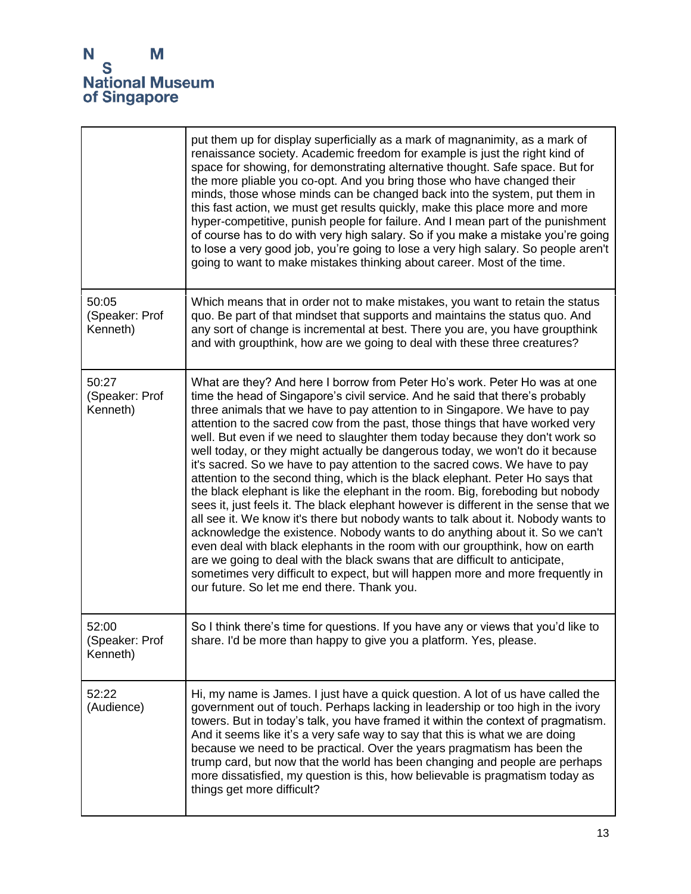| | |
|---|---|
| | put them up for display superficially as a mark of magnanimity, as a mark of renaissance society. Academic freedom for example is just the right kind of space for showing, for demonstrating alternative thought. Safe space. But for the more pliable you co-opt. And you bring those who have changed their minds, those whose minds can be changed back into the system, put them in this fast action, we must get results quickly, make this place more and more hyper-competitive, punish people for failure. And I mean part of the punishment of course has to do with very high salary. So if you make a mistake you're going to lose a very good job, you're going to lose a very high salary. So people aren't going to want to make mistakes thinking about career. Most of the time. |
| 50:05 (Speaker: Prof Kenneth) | Which means that in order not to make mistakes, you want to retain the status quo. Be part of that mindset that supports and maintains the status quo. And any sort of change is incremental at best. There you are, you have groupthink and with groupthink, how are we going to deal with these three creatures? |
| 50:27 (Speaker: Prof Kenneth) | What are they? And here I borrow from Peter Ho's work. Peter Ho was at one time the head of Singapore's civil service. And he said that there's probably three animals that we have to pay attention to in Singapore. We have to pay attention to the sacred cow from the past, those things that have worked very well. But even if we need to slaughter them today because they don't work so well today, or they might actually be dangerous today, we won't do it because it's sacred. So we have to pay attention to the sacred cows. We have to pay attention to the second thing, which is the black elephant. Peter Ho says that the black elephant is like the elephant in the room. Big, foreboding but nobody sees it, just feels it. The black elephant however is different in the sense that we all see it. We know it's there but nobody wants to talk about it. Nobody wants to acknowledge the existence. Nobody wants to do anything about it. So we can't even deal with black elephants in the room with our groupthink, how on earth are we going to deal with the black swans that are difficult to anticipate, sometimes very difficult to expect, but will happen more and more frequently in our future. So let me end there. Thank you. |
| 52:00 (Speaker: Prof Kenneth) | So I think there's time for questions. If you have any or views that you'd like to share. I'd be more than happy to give you a platform. Yes, please. |
| 52:22 (Audience) | Hi, my name is James. I just have a quick question. A lot of us have called the government out of touch. Perhaps lacking in leadership or too high in the ivory towers. But in today's talk, you have framed it within the context of pragmatism. And it seems like it's a very safe way to say that this is what we are doing because we need to be practical. Over the years pragmatism has been the trump card, but now that the world has been changing and people are perhaps more dissatisfied, my question is this, how believable is pragmatism today as things get more difficult? |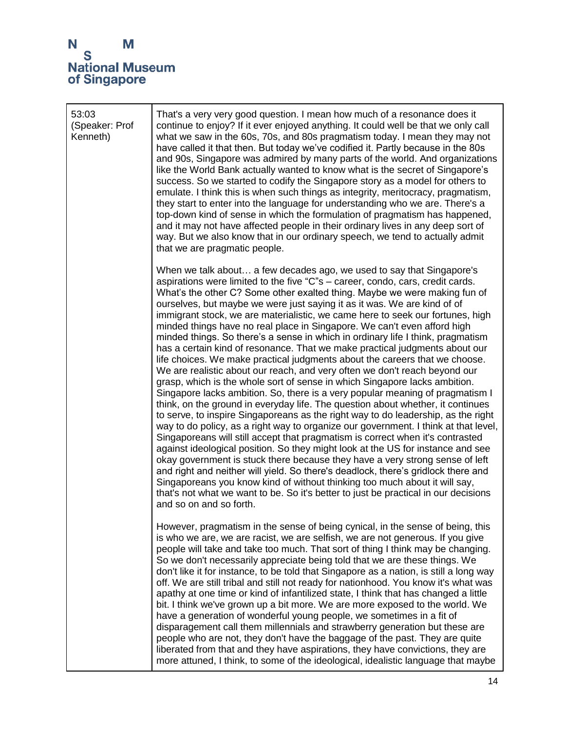| | |
|---|---|
| 53:03 (Speaker: Prof Kenneth) | That's a very very good question. I mean how much of a resonance does it continue to enjoy? If it ever enjoyed anything. It could well be that we only call what we saw in the 60s, 70s, and 80s pragmatism today. I mean they may not have called it that then. But today we've codified it. Partly because in the 80s and 90s, Singapore was admired by many parts of the world. And organizations like the World Bank actually wanted to know what is the secret of Singapore's success. So we started to codify the Singapore story as a model for others to emulate. I think this is when such things as integrity, meritocracy, pragmatism, they start to enter into the language for understanding who we are. There's a top-down kind of sense in which the formulation of pragmatism has happened, and it may not have affected people in their ordinary lives in any deep sort of way. But we also know that in our ordinary speech, we tend to actually admit that we are pragmatic people.<br><br>When we talk about… a few decades ago, we used to say that Singapore's aspirations were limited to the five "C"s – career, condo, cars, credit cards. What's the other C? Some other exalted thing. Maybe we were making fun of ourselves, but maybe we were just saying it as it was. We are kind of of immigrant stock, we are materialistic, we came here to seek our fortunes, high minded things have no real place in Singapore. We can't even afford high minded things. So there's a sense in which in ordinary life I think, pragmatism has a certain kind of resonance. That we make practical judgments about our life choices. We make practical judgments about the careers that we choose. We are realistic about our reach, and very often we don't reach beyond our grasp, which is the whole sort of sense in which Singapore lacks ambition. Singapore lacks ambition. So, there is a very popular meaning of pragmatism I think, on the ground in everyday life. The question about whether, it continues to serve, to inspire Singaporeans as the right way to do leadership, as the right way to do policy, as a right way to organize our government. I think at that level, Singaporeans will still accept that pragmatism is correct when it's contrasted against ideological position. So they might look at the US for instance and see okay government is stuck there because they have a very strong sense of left and right and neither will yield. So there's deadlock, there's gridlock there and Singaporeans you know kind of without thinking too much about it will say, that's not what we want to be. So it's better to just be practical in our decisions and so on and so forth.<br><br>However, pragmatism in the sense of being cynical, in the sense of being, this is who we are, we are racist, we are selfish, we are not generous. If you give people will take and take too much. That sort of thing I think may be changing. So we don't necessarily appreciate being told that we are these things. We don't like it for instance, to be told that Singapore as a nation, is still a long way off. We are still tribal and still not ready for nationhood. You know it's what was apathy at one time or kind of infantilized state, I think that has changed a little bit. I think we've grown up a bit more. We are more exposed to the world. We have a generation of wonderful young people, we sometimes in a fit of disparagement call them millennials and strawberry generation but these are people who are not, they don't have the baggage of the past. They are quite liberated from that and they have aspirations, they have convictions, they are more attuned, I think, to some of the ideological, idealistic language that maybe |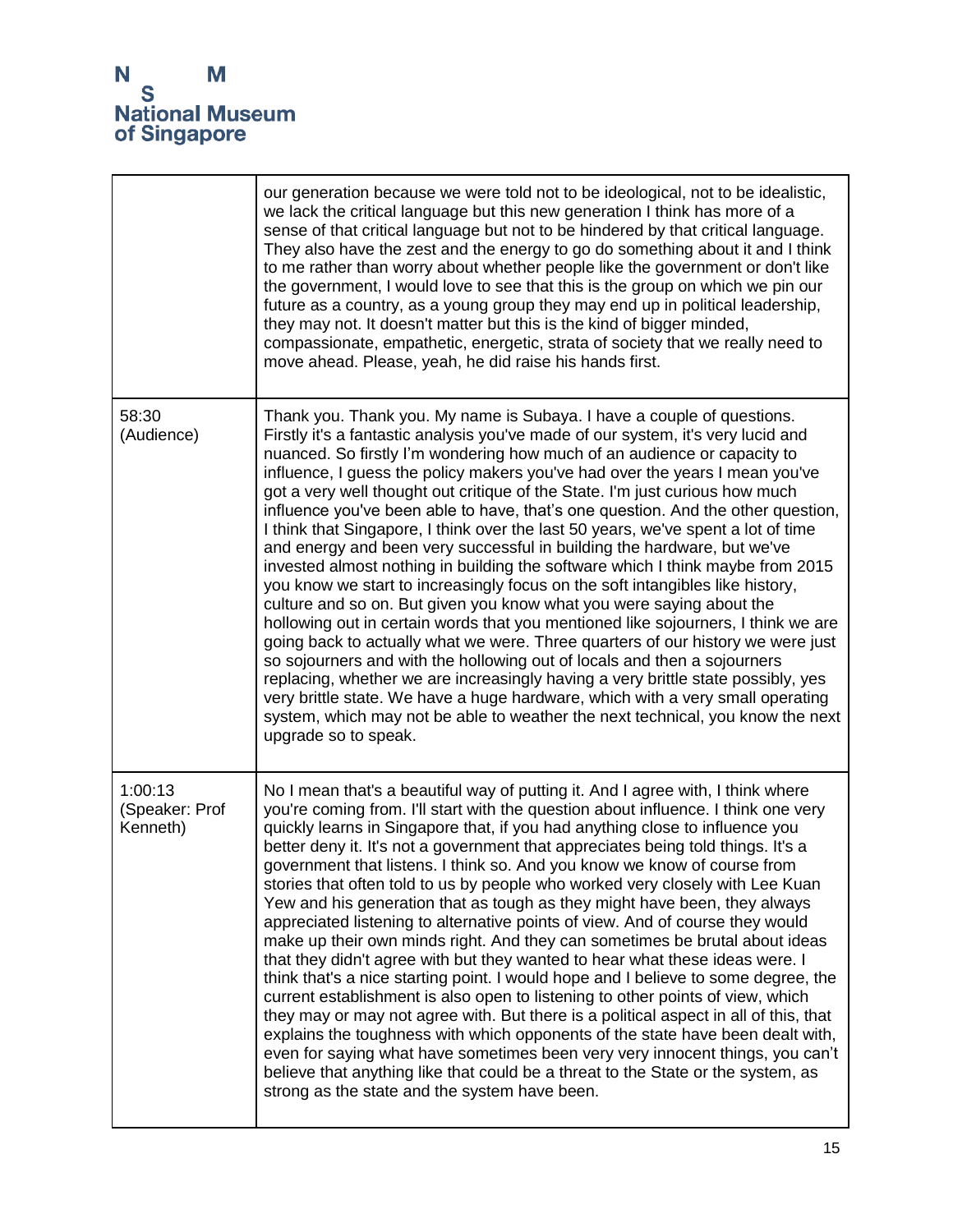| | |
|---|---|
| | our generation because we were told not to be ideological, not to be idealistic, we lack the critical language but this new generation I think has more of a sense of that critical language but not to be hindered by that critical language. They also have the zest and the energy to go do something about it and I think to me rather than worry about whether people like the government or don't like the government, I would love to see that this is the group on which we pin our future as a country, as a young group they may end up in political leadership, they may not. It doesn't matter but this is the kind of bigger minded, compassionate, empathetic, energetic, strata of society that we really need to move ahead. Please, yeah, he did raise his hands first. |
| 58:30 (Audience) | Thank you. Thank you. My name is Subaya. I have a couple of questions. Firstly it's a fantastic analysis you've made of our system, it's very lucid and nuanced. So firstly I'm wondering how much of an audience or capacity to influence, I guess the policy makers you've had over the years I mean you've got a very well thought out critique of the State. I'm just curious how much influence you've been able to have, that's one question. And the other question, I think that Singapore, I think over the last 50 years, we've spent a lot of time and energy and been very successful in building the hardware, but we've invested almost nothing in building the software which I think maybe from 2015 you know we start to increasingly focus on the soft intangibles like history, culture and so on. But given you know what you were saying about the hollowing out in certain words that you mentioned like sojourners, I think we are going back to actually what we were. Three quarters of our history we were just so sojourners and with the hollowing out of locals and then a sojourners replacing, whether we are increasingly having a very brittle state possibly, yes very brittle state. We have a huge hardware, which with a very small operating system, which may not be able to weather the next technical, you know the next upgrade so to speak. |
| 1:00:13 (Speaker: Prof Kenneth) | No I mean that's a beautiful way of putting it. And I agree with, I think where you're coming from. I'll start with the question about influence. I think one very quickly learns in Singapore that, if you had anything close to influence you better deny it. It's not a government that appreciates being told things. It's a government that listens. I think so. And you know we know of course from stories that often told to us by people who worked very closely with Lee Kuan Yew and his generation that as tough as they might have been, they always appreciated listening to alternative points of view. And of course they would make up their own minds right. And they can sometimes be brutal about ideas that they didn't agree with but they wanted to hear what these ideas were. I think that's a nice starting point. I would hope and I believe to some degree, the current establishment is also open to listening to other points of view, which they may or may not agree with. But there is a political aspect in all of this, that explains the toughness with which opponents of the state have been dealt with, even for saying what have sometimes been very very innocent things, you can't believe that anything like that could be a threat to the State or the system, as strong as the state and the system have been. |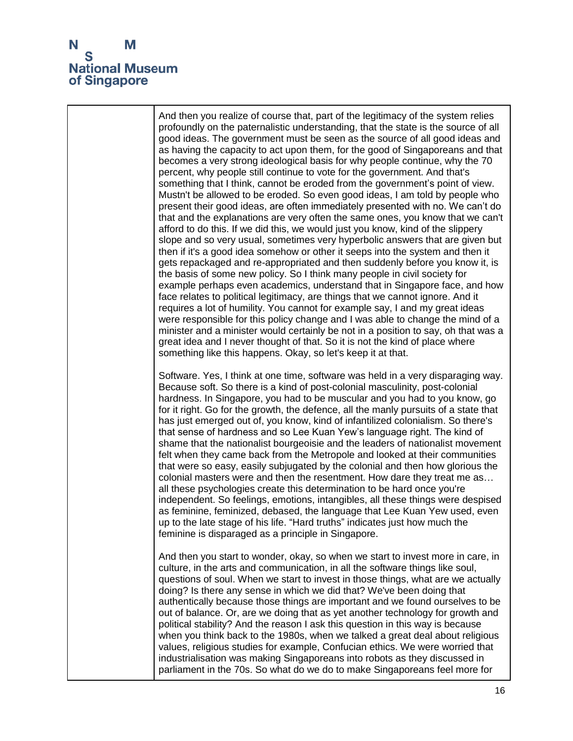And then you realize of course that, part of the legitimacy of the system relies profoundly on the paternalistic understanding, that the state is the source of all good ideas. The government must be seen as the source of all good ideas and as having the capacity to act upon them, for the good of Singaporeans and that becomes a very strong ideological basis for why people continue, why the 70 percent, why people still continue to vote for the government. And that's something that I think, cannot be eroded from the government's point of view. Mustn't be allowed to be eroded. So even good ideas, I am told by people who present their good ideas, are often immediately presented with no. We can't do that and the explanations are very often the same ones, you know that we can't afford to do this. If we did this, we would just you know, kind of the slippery slope and so very usual, sometimes very hyperbolic answers that are given but then if it's a good idea somehow or other it seeps into the system and then it gets repackaged and re-appropriated and then suddenly before you know it, is the basis of some new policy. So I think many people in civil society for example perhaps even academics, understand that in Singapore face, and how face relates to political legitimacy, are things that we cannot ignore. And it requires a lot of humility. You cannot for example say, I and my great ideas were responsible for this policy change and I was able to change the mind of a minister and a minister would certainly be not in a position to say, oh that was a great idea and I never thought of that. So it is not the kind of place where something like this happens. Okay, so let's keep it at that.

Software. Yes, I think at one time, software was held in a very disparaging way. Because soft. So there is a kind of post-colonial masculinity, post-colonial hardness. In Singapore, you had to be muscular and you had to you know, go for it right. Go for the growth, the defence, all the manly pursuits of a state that has just emerged out of, you know, kind of infantilized colonialism. So there's that sense of hardness and so Lee Kuan Yew's language right. The kind of shame that the nationalist bourgeoisie and the leaders of nationalist movement felt when they came back from the Metropole and looked at their communities that were so easy, easily subjugated by the colonial and then how glorious the colonial masters were and then the resentment. How dare they treat me as… all these psychologies create this determination to be hard once you're independent. So feelings, emotions, intangibles, all these things were despised as feminine, feminized, debased, the language that Lee Kuan Yew used, even up to the late stage of his life. "Hard truths" indicates just how much the feminine is disparaged as a principle in Singapore.

And then you start to wonder, okay, so when we start to invest more in care, in culture, in the arts and communication, in all the software things like soul, questions of soul. When we start to invest in those things, what are we actually doing? Is there any sense in which we did that? We've been doing that authentically because those things are important and we found ourselves to be out of balance. Or, are we doing that as yet another technology for growth and political stability? And the reason I ask this question in this way is because when you think back to the 1980s, when we talked a great deal about religious values, religious studies for example, Confucian ethics. We were worried that industrialisation was making Singaporeans into robots as they discussed in parliament in the 70s. So what do we do to make Singaporeans feel more for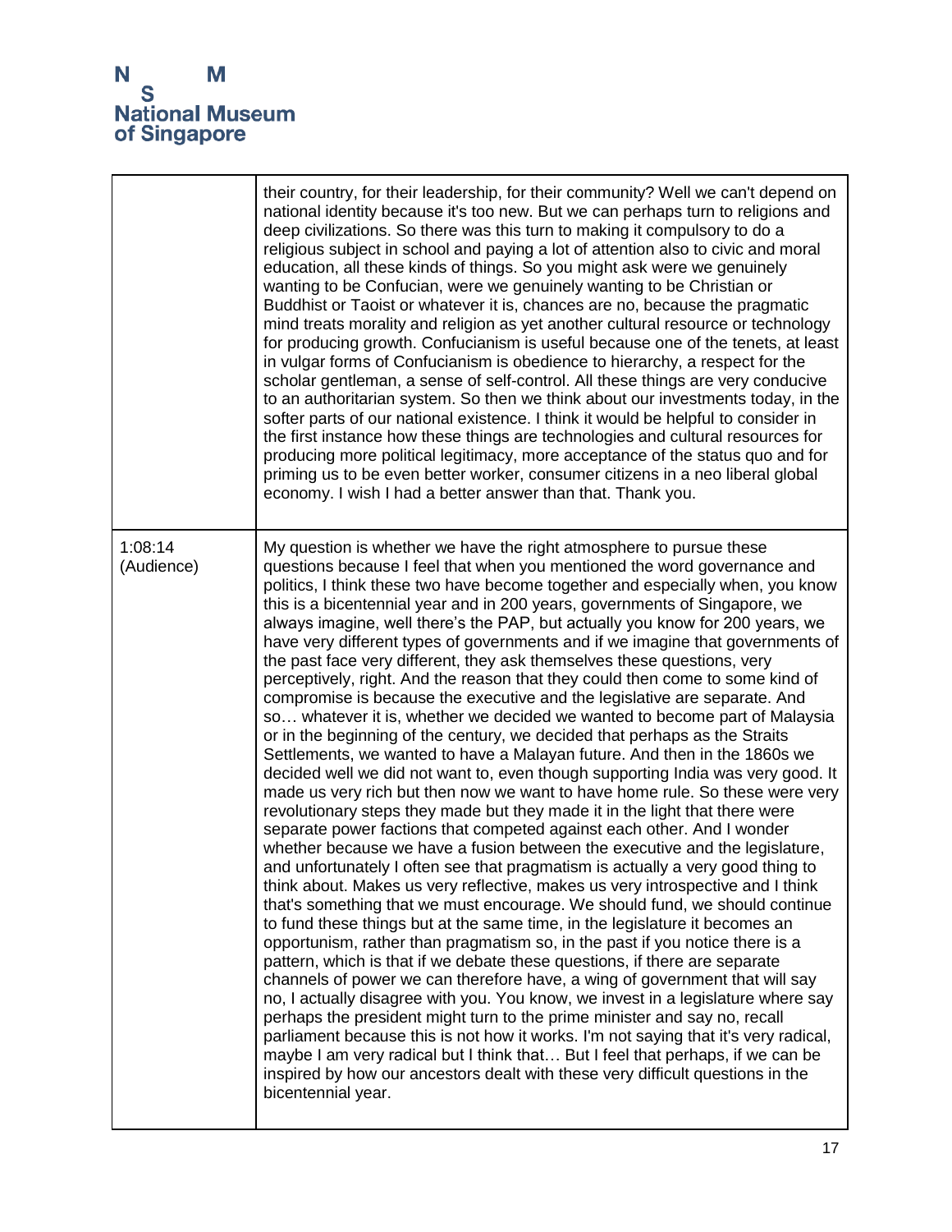|  |  |
|---|---|
|  | their country, for their leadership, for their community? Well we can't depend on national identity because it's too new. But we can perhaps turn to religions and deep civilizations. So there was this turn to making it compulsory to do a religious subject in school and paying a lot of attention also to civic and moral education, all these kinds of things. So you might ask were we genuinely wanting to be Confucian, were we genuinely wanting to be Christian or Buddhist or Taoist or whatever it is, chances are no, because the pragmatic mind treats morality and religion as yet another cultural resource or technology for producing growth. Confucianism is useful because one of the tenets, at least in vulgar forms of Confucianism is obedience to hierarchy, a respect for the scholar gentleman, a sense of self-control. All these things are very conducive to an authoritarian system. So then we think about our investments today, in the softer parts of our national existence. I think it would be helpful to consider in the first instance how these things are technologies and cultural resources for producing more political legitimacy, more acceptance of the status quo and for priming us to be even better worker, consumer citizens in a neo liberal global economy. I wish I had a better answer than that. Thank you. |
| 1:08:14 (Audience) | My question is whether we have the right atmosphere to pursue these questions because I feel that when you mentioned the word governance and politics, I think these two have become together and especially when, you know this is a bicentennial year and in 200 years, governments of Singapore, we always imagine, well there's the PAP, but actually you know for 200 years, we have very different types of governments and if we imagine that governments of the past face very different, they ask themselves these questions, very perceptively, right. And the reason that they could then come to some kind of compromise is because the executive and the legislative are separate. And so… whatever it is, whether we decided we wanted to become part of Malaysia or in the beginning of the century, we decided that perhaps as the Straits Settlements, we wanted to have a Malayan future. And then in the 1860s we decided well we did not want to, even though supporting India was very good. It made us very rich but then now we want to have home rule. So these were very revolutionary steps they made but they made it in the light that there were separate power factions that competed against each other. And I wonder whether because we have a fusion between the executive and the legislature, and unfortunately I often see that pragmatism is actually a very good thing to think about. Makes us very reflective, makes us very introspective and I think that's something that we must encourage. We should fund, we should continue to fund these things but at the same time, in the legislature it becomes an opportunism, rather than pragmatism so, in the past if you notice there is a pattern, which is that if we debate these questions, if there are separate channels of power we can therefore have, a wing of government that will say no, I actually disagree with you. You know, we invest in a legislature where say perhaps the president might turn to the prime minister and say no, recall parliament because this is not how it works. I'm not saying that it's very radical, maybe I am very radical but I think that… But I feel that perhaps, if we can be inspired by how our ancestors dealt with these very difficult questions in the bicentennial year. |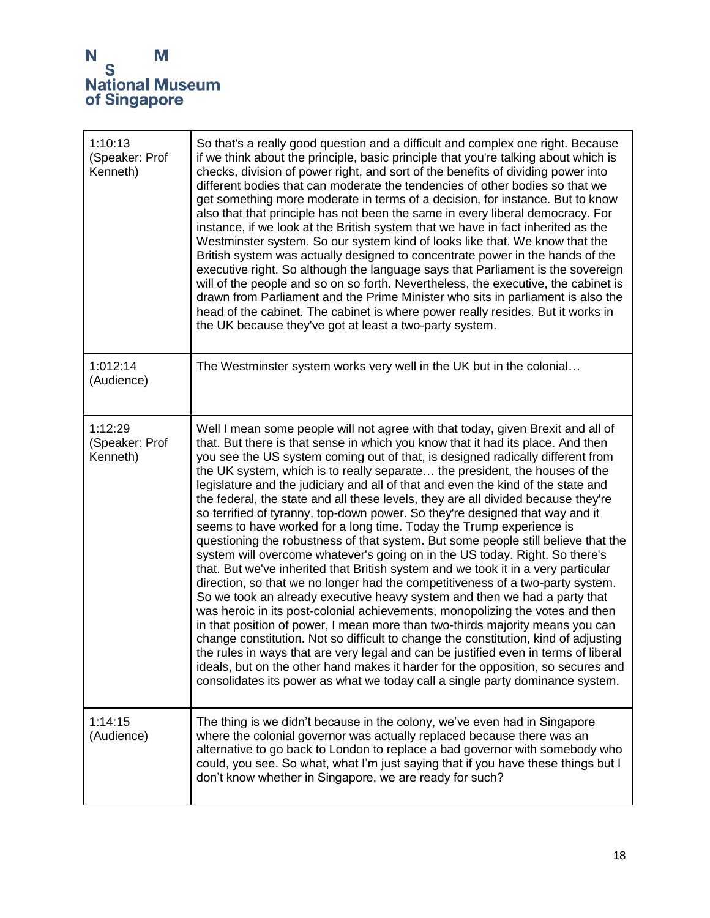| | |
|---|---|
| 1:10:13 (Speaker: Prof Kenneth) | So that's a really good question and a difficult and complex one right. Because if we think about the principle, basic principle that you're talking about which is checks, division of power right, and sort of the benefits of dividing power into different bodies that can moderate the tendencies of other bodies so that we get something more moderate in terms of a decision, for instance. But to know also that that principle has not been the same in every liberal democracy. For instance, if we look at the British system that we have in fact inherited as the Westminster system. So our system kind of looks like that. We know that the British system was actually designed to concentrate power in the hands of the executive right. So although the language says that Parliament is the sovereign will of the people and so on so forth. Nevertheless, the executive, the cabinet is drawn from Parliament and the Prime Minister who sits in parliament is also the head of the cabinet. The cabinet is where power really resides. But it works in the UK because they've got at least a two-party system. |
| 1:012:14 (Audience) | The Westminster system works very well in the UK but in the colonial… |
| 1:12:29 (Speaker: Prof Kenneth) | Well I mean some people will not agree with that today, given Brexit and all of that. But there is that sense in which you know that it had its place. And then you see the US system coming out of that, is designed radically different from the UK system, which is to really separate… the president, the houses of the legislature and the judiciary and all of that and even the kind of the state and the federal, the state and all these levels, they are all divided because they're so terrified of tyranny, top-down power. So they're designed that way and it seems to have worked for a long time. Today the Trump experience is questioning the robustness of that system. But some people still believe that the system will overcome whatever's going on in the US today. Right. So there's that. But we've inherited that British system and we took it in a very particular direction, so that we no longer had the competitiveness of a two-party system. So we took an already executive heavy system and then we had a party that was heroic in its post-colonial achievements, monopolizing the votes and then in that position of power, I mean more than two-thirds majority means you can change constitution. Not so difficult to change the constitution, kind of adjusting the rules in ways that are very legal and can be justified even in terms of liberal ideals, but on the other hand makes it harder for the opposition, so secures and consolidates its power as what we today call a single party dominance system. |
| 1:14:15 (Audience) | The thing is we didn't because in the colony, we've even had in Singapore where the colonial governor was actually replaced because there was an alternative to go back to London to replace a bad governor with somebody who could, you see. So what, what I'm just saying that if you have these things but I don't know whether in Singapore, we are ready for such? |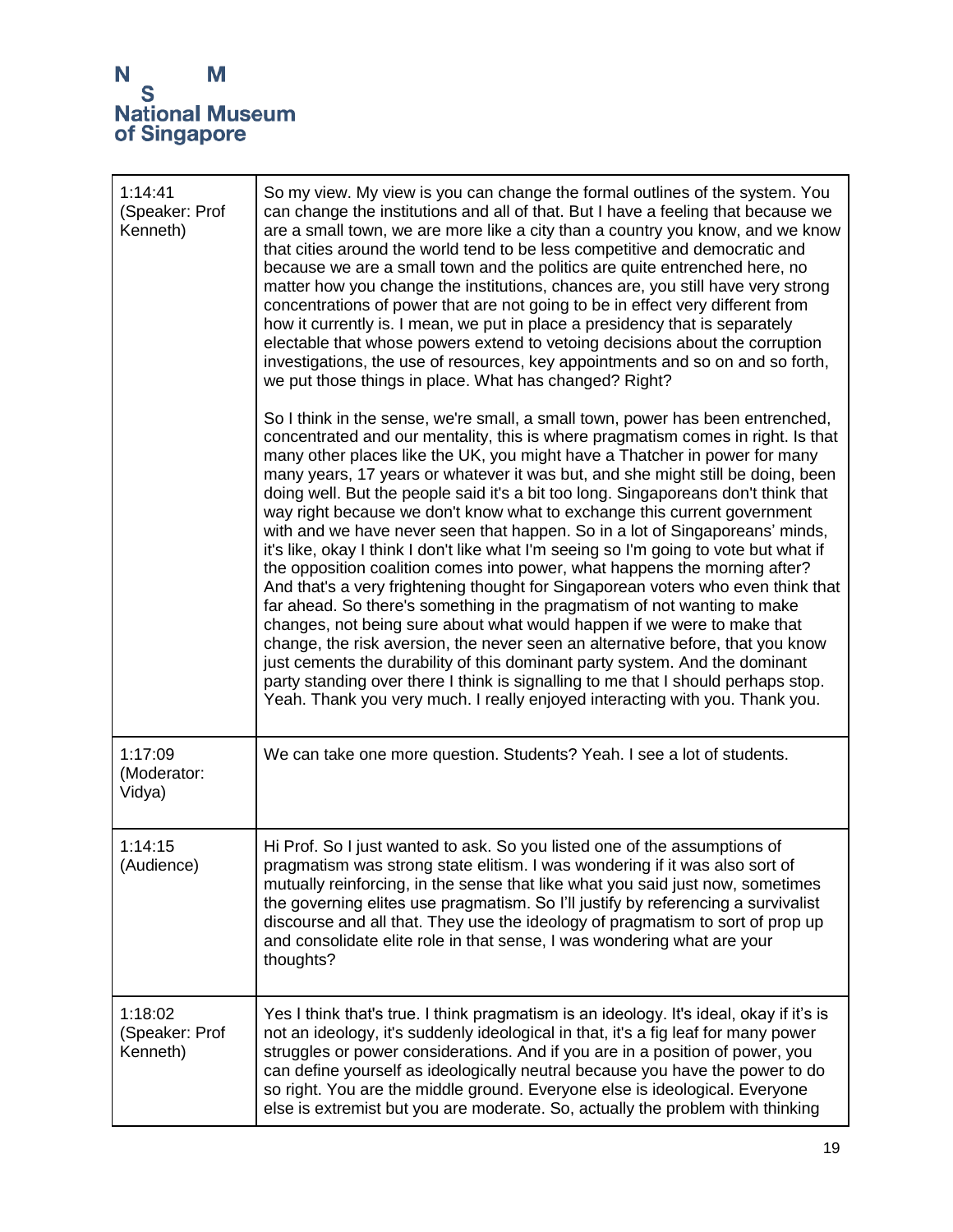| | |
|---|---|
| 1:14:41 (Speaker: Prof Kenneth) | So my view. My view is you can change the formal outlines of the system. You can change the institutions and all of that. But I have a feeling that because we are a small town, we are more like a city than a country you know, and we know that cities around the world tend to be less competitive and democratic and because we are a small town and the politics are quite entrenched here, no matter how you change the institutions, chances are, you still have very strong concentrations of power that are not going to be in effect very different from how it currently is. I mean, we put in place a presidency that is separately electable that whose powers extend to vetoing decisions about the corruption investigations, the use of resources, key appointments and so on and so forth, we put those things in place. What has changed? Right?<br><br>So I think in the sense, we're small, a small town, power has been entrenched, concentrated and our mentality, this is where pragmatism comes in right. Is that many other places like the UK, you might have a Thatcher in power for many many years, 17 years or whatever it was but, and she might still be doing, been doing well. But the people said it's a bit too long. Singaporeans don't think that way right because we don't know what to exchange this current government with and we have never seen that happen. So in a lot of Singaporeans' minds, it's like, okay I think I don't like what I'm seeing so I'm going to vote but what if the opposition coalition comes into power, what happens the morning after? And that's a very frightening thought for Singaporean voters who even think that far ahead. So there's something in the pragmatism of not wanting to make changes, not being sure about what would happen if we were to make that change, the risk aversion, the never seen an alternative before, that you know just cements the durability of this dominant party system. And the dominant party standing over there I think is signalling to me that I should perhaps stop. Yeah. Thank you very much. I really enjoyed interacting with you. Thank you. |
| 1:17:09 (Moderator: Vidya) | We can take one more question. Students? Yeah. I see a lot of students. |
| 1:14:15 (Audience) | Hi Prof. So I just wanted to ask. So you listed one of the assumptions of pragmatism was strong state elitism. I was wondering if it was also sort of mutually reinforcing, in the sense that like what you said just now, sometimes the governing elites use pragmatism. So I'll justify by referencing a survivalist discourse and all that. They use the ideology of pragmatism to sort of prop up and consolidate elite role in that sense, I was wondering what are your thoughts? |
| 1:18:02 (Speaker: Prof Kenneth) | Yes I think that's true. I think pragmatism is an ideology. It's ideal, okay if it's is not an ideology, it's suddenly ideological in that, it's a fig leaf for many power struggles or power considerations. And if you are in a position of power, you can define yourself as ideologically neutral because you have the power to do so right. You are the middle ground. Everyone else is ideological. Everyone else is extremist but you are moderate. So, actually the problem with thinking |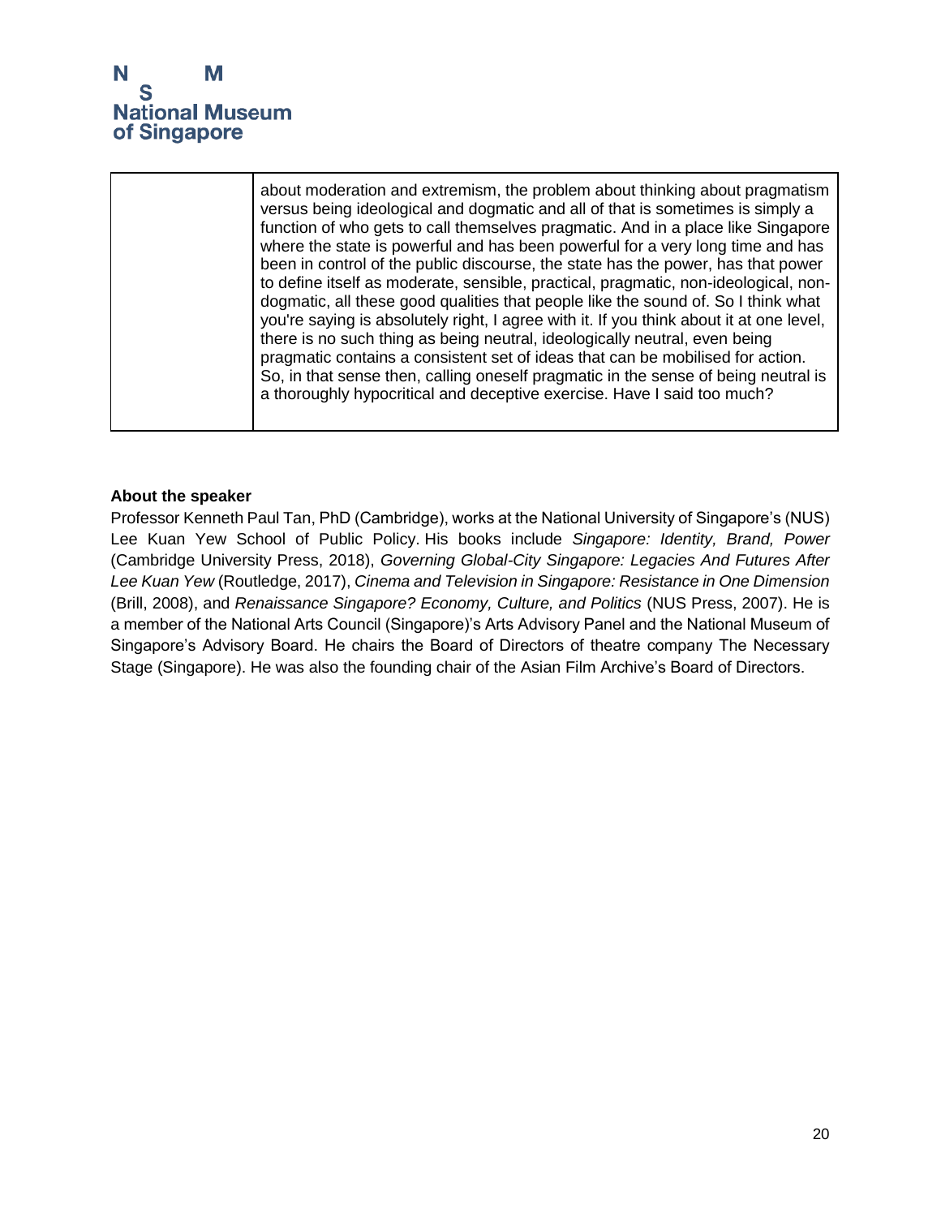| | |
|---|---|
| | about moderation and extremism, the problem about thinking about pragmatism versus being ideological and dogmatic and all of that is sometimes is simply a function of who gets to call themselves pragmatic. And in a place like Singapore where the state is powerful and has been powerful for a very long time and has been in control of the public discourse, the state has the power, has that power to define itself as moderate, sensible, practical, pragmatic, non-ideological, non-dogmatic, all these good qualities that people like the sound of. So I think what you're saying is absolutely right, I agree with it. If you think about it at one level, there is no such thing as being neutral, ideologically neutral, even being pragmatic contains a consistent set of ideas that can be mobilised for action. So, in that sense then, calling oneself pragmatic in the sense of being neutral is a thoroughly hypocritical and deceptive exercise. Have I said too much? |

**About the speaker**

Professor Kenneth Paul Tan, PhD (Cambridge), works at the National University of Singapore's (NUS) Lee Kuan Yew School of Public Policy. His books include *Singapore: Identity, Brand, Power* (Cambridge University Press, 2018), *Governing Global-City Singapore: Legacies And Futures After Lee Kuan Yew* (Routledge, 2017), *Cinema and Television in Singapore: Resistance in One Dimension* (Brill, 2008), and *Renaissance Singapore? Economy, Culture, and Politics* (NUS Press, 2007). He is a member of the National Arts Council (Singapore)'s Arts Advisory Panel and the National Museum of Singapore's Advisory Board. He chairs the Board of Directors of theatre company The Necessary Stage (Singapore). He was also the founding chair of the Asian Film Archive's Board of Directors.